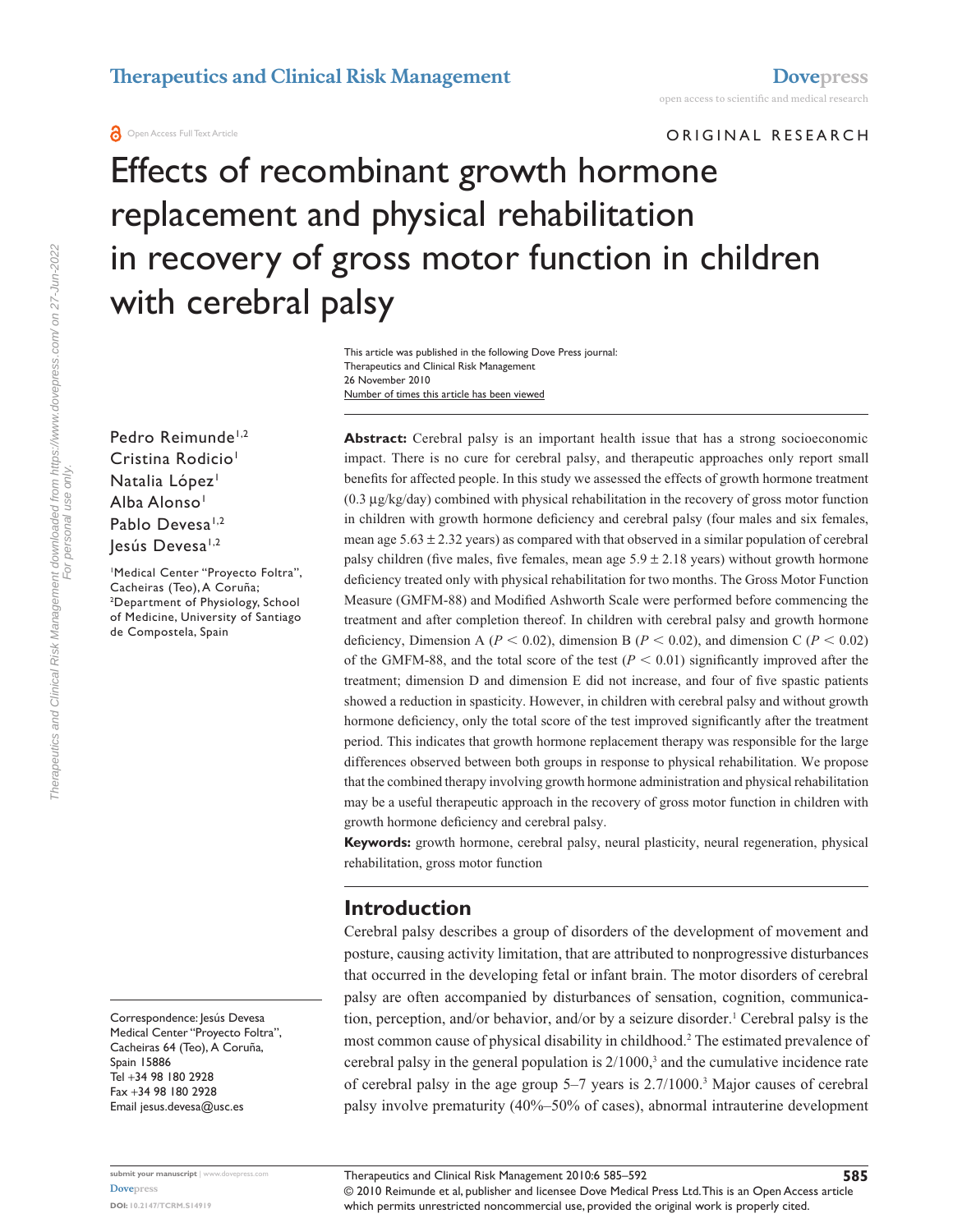ORIGINAL RESEARCH

# Effects of recombinant growth hormone replacement and physical rehabilitation in recovery of gross motor function in children with cerebral palsy

This article was published in the following Dove Press journal:
Therapeutics and Clinical Risk Management
26 November 2010
Number of times this article has been viewed

Pedro Reimunde[1,2]
Cristina Rodicio[1]
Natalia López[1]
Alba Alonso[1]
Pablo Devesa[1,2]
Jesús Devesa[1,2]

[1]Medical Center "Proyecto Foltra", Cacheiras (Teo), A Coruña; [2]Department of Physiology, School of Medicine, University of Santiago de Compostela, Spain

Correspondence: Jesús Devesa
Medical Center "Proyecto Foltra", Cacheiras 64 (Teo), A Coruña, Spain 15886
Tel +34 98 180 2928
Fax +34 98 180 2928
Email jesus.devesa@usc.es

**Abstract:** Cerebral palsy is an important health issue that has a strong socioeconomic impact. There is no cure for cerebral palsy, and therapeutic approaches only report small benefits for affected people. In this study we assessed the effects of growth hormone treatment (0.3 µg/kg/day) combined with physical rehabilitation in the recovery of gross motor function in children with growth hormone deficiency and cerebral palsy (four males and six females, mean age $5.63 \pm 2.32$ years) as compared with that observed in a similar population of cerebral palsy children (five males, five females, mean age $5.9 \pm 2.18$ years) without growth hormone deficiency treated only with physical rehabilitation for two months. The Gross Motor Function Measure (GMFM-88) and Modified Ashworth Scale were performed before commencing the treatment and after completion thereof. In children with cerebral palsy and growth hormone deficiency, Dimension A ($P < 0.02$), dimension B ($P < 0.02$), and dimension C ($P < 0.02$) of the GMFM-88, and the total score of the test ($P < 0.01$) significantly improved after the treatment; dimension D and dimension E did not increase, and four of five spastic patients showed a reduction in spasticity. However, in children with cerebral palsy and without growth hormone deficiency, only the total score of the test improved significantly after the treatment period. This indicates that growth hormone replacement therapy was responsible for the large differences observed between both groups in response to physical rehabilitation. We propose that the combined therapy involving growth hormone administration and physical rehabilitation may be a useful therapeutic approach in the recovery of gross motor function in children with growth hormone deficiency and cerebral palsy.

**Keywords:** growth hormone, cerebral palsy, neural plasticity, neural regeneration, physical rehabilitation, gross motor function

## Introduction

Cerebral palsy describes a group of disorders of the development of movement and posture, causing activity limitation, that are attributed to nonprogressive disturbances that occurred in the developing fetal or infant brain. The motor disorders of cerebral palsy are often accompanied by disturbances of sensation, cognition, communication, perception, and/or behavior, and/or by a seizure disorder.[1] Cerebral palsy is the most common cause of physical disability in childhood.[2] The estimated prevalence of cerebral palsy in the general population is 2/1000,[3] and the cumulative incidence rate of cerebral palsy in the age group 5–7 years is 2.7/1000.[3] Major causes of cerebral palsy involve prematurity (40%–50% of cases), abnormal intrauterine development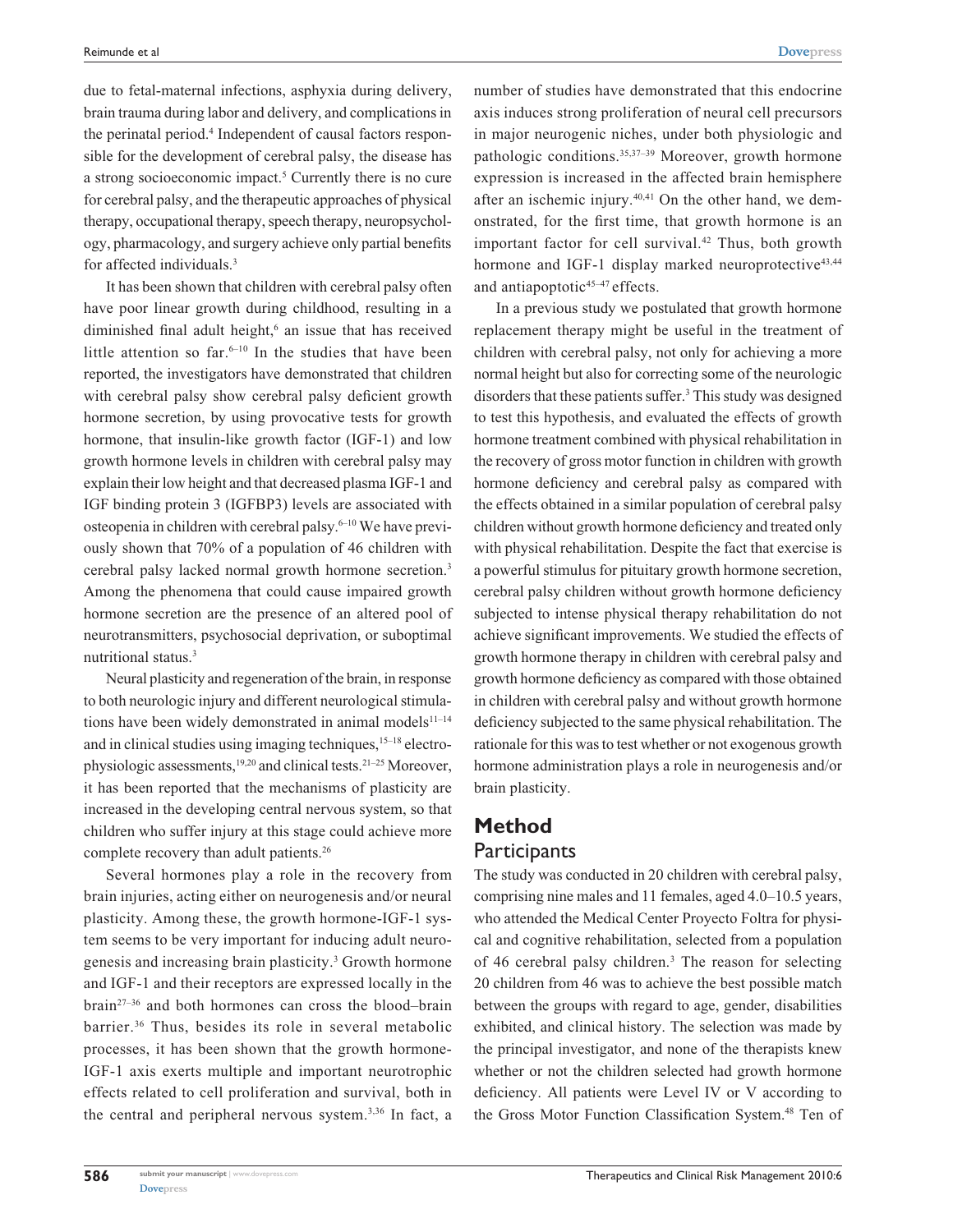due to fetal-maternal infections, asphyxia during delivery, brain trauma during labor and delivery, and complications in the perinatal period.[4] Independent of causal factors responsible for the development of cerebral palsy, the disease has a strong socioeconomic impact.[5] Currently there is no cure for cerebral palsy, and the therapeutic approaches of physical therapy, occupational therapy, speech therapy, neuropsychology, pharmacology, and surgery achieve only partial benefits for affected individuals.[3]

It has been shown that children with cerebral palsy often have poor linear growth during childhood, resulting in a diminished final adult height,[6] an issue that has received little attention so far.[6–10] In the studies that have been reported, the investigators have demonstrated that children with cerebral palsy show cerebral palsy deficient growth hormone secretion, by using provocative tests for growth hormone, that insulin-like growth factor (IGF-1) and low growth hormone levels in children with cerebral palsy may explain their low height and that decreased plasma IGF-1 and IGF binding protein 3 (IGFBP3) levels are associated with osteopenia in children with cerebral palsy.[6–10] We have previously shown that 70% of a population of 46 children with cerebral palsy lacked normal growth hormone secretion.[3] Among the phenomena that could cause impaired growth hormone secretion are the presence of an altered pool of neurotransmitters, psychosocial deprivation, or suboptimal nutritional status.[3]

Neural plasticity and regeneration of the brain, in response to both neurologic injury and different neurological stimulations have been widely demonstrated in animal models[11–14] and in clinical studies using imaging techniques,[15–18] electrophysiologic assessments,[19,20] and clinical tests.[21–25] Moreover, it has been reported that the mechanisms of plasticity are increased in the developing central nervous system, so that children who suffer injury at this stage could achieve more complete recovery than adult patients.[26]

Several hormones play a role in the recovery from brain injuries, acting either on neurogenesis and/or neural plasticity. Among these, the growth hormone-IGF-1 system seems to be very important for inducing adult neurogenesis and increasing brain plasticity.[3] Growth hormone and IGF-1 and their receptors are expressed locally in the brain[27–36] and both hormones can cross the blood–brain barrier.[36] Thus, besides its role in several metabolic processes, it has been shown that the growth hormone-IGF-1 axis exerts multiple and important neurotrophic effects related to cell proliferation and survival, both in the central and peripheral nervous system.[3,36] In fact, a number of studies have demonstrated that this endocrine axis induces strong proliferation of neural cell precursors in major neurogenic niches, under both physiologic and pathologic conditions.[35,37–39] Moreover, growth hormone expression is increased in the affected brain hemisphere after an ischemic injury.[40,41] On the other hand, we demonstrated, for the first time, that growth hormone is an important factor for cell survival.[42] Thus, both growth hormone and IGF-1 display marked neuroprotective[43,44] and antiapoptotic[45–47] effects.

In a previous study we postulated that growth hormone replacement therapy might be useful in the treatment of children with cerebral palsy, not only for achieving a more normal height but also for correcting some of the neurologic disorders that these patients suffer.[3] This study was designed to test this hypothesis, and evaluated the effects of growth hormone treatment combined with physical rehabilitation in the recovery of gross motor function in children with growth hormone deficiency and cerebral palsy as compared with the effects obtained in a similar population of cerebral palsy children without growth hormone deficiency and treated only with physical rehabilitation. Despite the fact that exercise is a powerful stimulus for pituitary growth hormone secretion, cerebral palsy children without growth hormone deficiency subjected to intense physical therapy rehabilitation do not achieve significant improvements. We studied the effects of growth hormone therapy in children with cerebral palsy and growth hormone deficiency as compared with those obtained in children with cerebral palsy and without growth hormone deficiency subjected to the same physical rehabilitation. The rationale for this was to test whether or not exogenous growth hormone administration plays a role in neurogenesis and/or brain plasticity.

# Method

## Participants

The study was conducted in 20 children with cerebral palsy, comprising nine males and 11 females, aged 4.0–10.5 years, who attended the Medical Center Proyecto Foltra for physical and cognitive rehabilitation, selected from a population of 46 cerebral palsy children.[3] The reason for selecting 20 children from 46 was to achieve the best possible match between the groups with regard to age, gender, disabilities exhibited, and clinical history. The selection was made by the principal investigator, and none of the therapists knew whether or not the children selected had growth hormone deficiency. All patients were Level IV or V according to the Gross Motor Function Classification System.[48] Ten of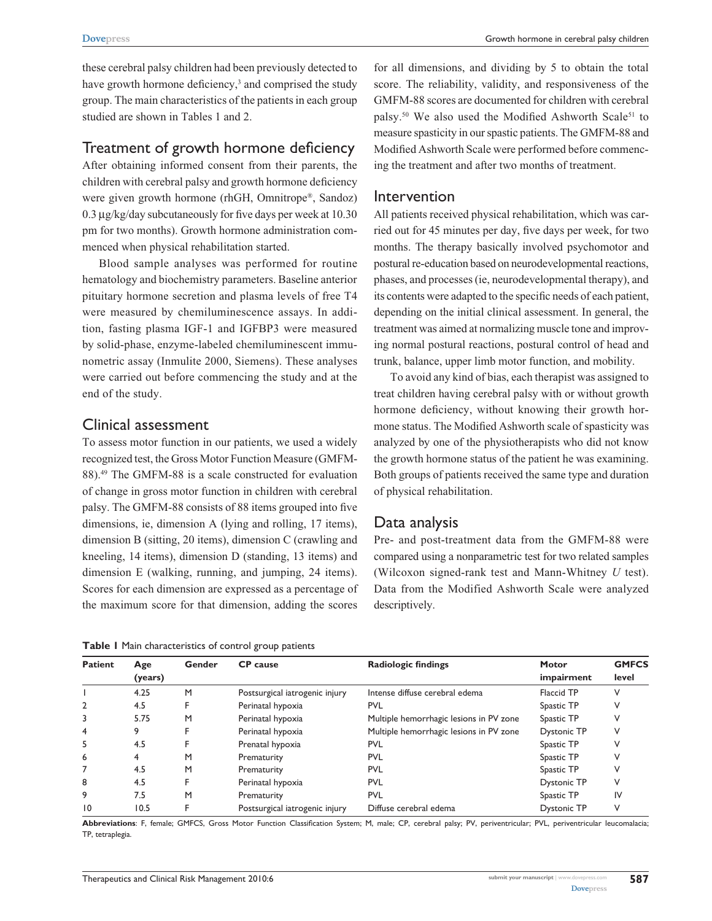these cerebral palsy children had been previously detected to have growth hormone deficiency,[3] and comprised the study group. The main characteristics of the patients in each group studied are shown in Tables 1 and 2.

## Treatment of growth hormone deficiency

After obtaining informed consent from their parents, the children with cerebral palsy and growth hormone deficiency were given growth hormone (rhGH, Omnitrope®, Sandoz) 0.3 μg/kg/day subcutaneously for five days per week at 10.30 pm for two months). Growth hormone administration commenced when physical rehabilitation started.

Blood sample analyses was performed for routine hematology and biochemistry parameters. Baseline anterior pituitary hormone secretion and plasma levels of free T4 were measured by chemiluminescence assays. In addition, fasting plasma IGF-1 and IGFBP3 were measured by solid-phase, enzyme-labeled chemiluminescent immunometric assay (Inmulite 2000, Siemens). These analyses were carried out before commencing the study and at the end of the study.

## Clinical assessment

To assess motor function in our patients, we used a widely recognized test, the Gross Motor Function Measure (GMFM-88).[49] The GMFM-88 is a scale constructed for evaluation of change in gross motor function in children with cerebral palsy. The GMFM-88 consists of 88 items grouped into five dimensions, ie, dimension A (lying and rolling, 17 items), dimension B (sitting, 20 items), dimension C (crawling and kneeling, 14 items), dimension D (standing, 13 items) and dimension E (walking, running, and jumping, 24 items). Scores for each dimension are expressed as a percentage of the maximum score for that dimension, adding the scores for all dimensions, and dividing by 5 to obtain the total score. The reliability, validity, and responsiveness of the GMFM-88 scores are documented for children with cerebral palsy.[50] We also used the Modified Ashworth Scale[51] to measure spasticity in our spastic patients. The GMFM-88 and Modified Ashworth Scale were performed before commencing the treatment and after two months of treatment.

## Intervention

All patients received physical rehabilitation, which was carried out for 45 minutes per day, five days per week, for two months. The therapy basically involved psychomotor and postural re-education based on neurodevelopmental reactions, phases, and processes (ie, neurodevelopmental therapy), and its contents were adapted to the specific needs of each patient, depending on the initial clinical assessment. In general, the treatment was aimed at normalizing muscle tone and improving normal postural reactions, postural control of head and trunk, balance, upper limb motor function, and mobility.

To avoid any kind of bias, each therapist was assigned to treat children having cerebral palsy with or without growth hormone deficiency, without knowing their growth hormone status. The Modified Ashworth scale of spasticity was analyzed by one of the physiotherapists who did not know the growth hormone status of the patient he was examining. Both groups of patients received the same type and duration of physical rehabilitation.

## Data analysis

Pre- and post-treatment data from the GMFM-88 were compared using a nonparametric test for two related samples (Wilcoxon signed-rank test and Mann-Whitney *U* test). Data from the Modified Ashworth Scale were analyzed descriptively.

**Table 1** Main characteristics of control group patients

| Patient | Age (years) | Gender | CP cause | Radiologic findings | Motor impairment | GMFCS level |
|---|---|---|---|---|---|---|
| 1 | 4.25 | M | Postsurgical iatrogenic injury | Intense diffuse cerebral edema | Flaccid TP | V |
| 2 | 4.5 | F | Perinatal hypoxia | PVL | Spastic TP | V |
| 3 | 5.75 | M | Perinatal hypoxia | Multiple hemorrhagic lesions in PV zone | Spastic TP | V |
| 4 | 9 | F | Perinatal hypoxia | Multiple hemorrhagic lesions in PV zone | Dystonic TP | V |
| 5 | 4.5 | F | Prenatal hypoxia | PVL | Spastic TP | V |
| 6 | 4 | M | Prematurity | PVL | Spastic TP | V |
| 7 | 4.5 | M | Prematurity | PVL | Spastic TP | V |
| 8 | 4.5 | F | Perinatal hypoxia | PVL | Dystonic TP | V |
| 9 | 7.5 | M | Prematurity | PVL | Spastic TP | IV |
| 10 | 10.5 | F | Postsurgical iatrogenic injury | Diffuse cerebral edema | Dystonic TP | V |

**Abbreviations**: F, female; GMFCS, Gross Motor Function Classification System; M, male; CP, cerebral palsy; PV, periventricular; PVL, periventricular leucomalacia; TP, tetraplegia.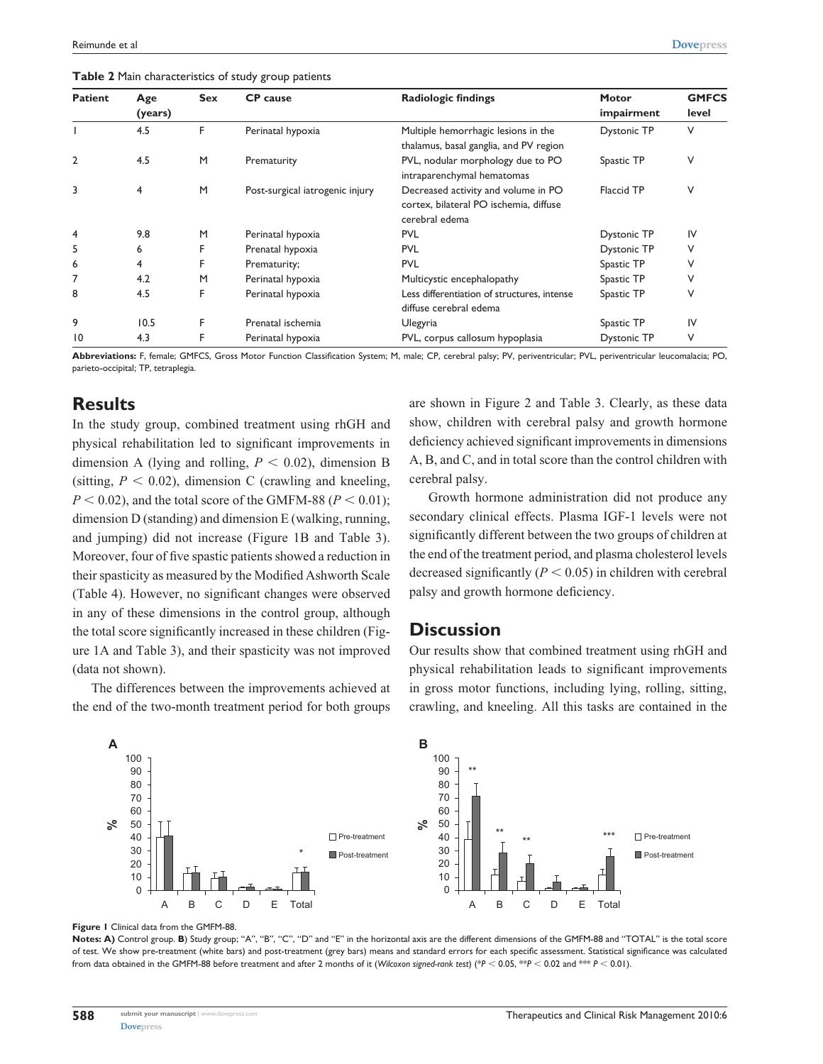**Table 2** Main characteristics of study group patients

| Patient | Age (years) | Sex | CP cause | Radiologic findings | Motor impairment | GMFCS level |
|---|---|---|---|---|---|---|
| 1 | 4.5 | F | Perinatal hypoxia | Multiple hemorrhagic lesions in the thalamus, basal ganglia, and PV region | Dystonic TP | V |
| 2 | 4.5 | M | Prematurity | PVL, nodular morphology due to PO intraparenchymal hematomas | Spastic TP | V |
| 3 | 4 | M | Post-surgical iatrogenic injury | Decreased activity and volume in PO cortex, bilateral PO ischemia, diffuse cerebral edema | Flaccid TP | V |
| 4 | 9.8 | M | Perinatal hypoxia | PVL | Dystonic TP | IV |
| 5 | 6 | F | Prenatal hypoxia | PVL | Dystonic TP | V |
| 6 | 4 | F | Prematurity; | PVL | Spastic TP | V |
| 7 | 4.2 | M | Perinatal hypoxia | Multicystic encephalopathy | Spastic TP | V |
| 8 | 4.5 | F | Perinatal hypoxia | Less differentiation of structures, intense diffuse cerebral edema | Spastic TP | V |
| 9 | 10.5 | F | Prenatal ischemia | Ulegyria | Spastic TP | IV |
| 10 | 4.3 | F | Perinatal hypoxia | PVL, corpus callosum hypoplasia | Dystonic TP | V |

**Abbreviations:** F, female; GMFCS, Gross Motor Function Classification System; M, male; CP, cerebral palsy; PV, periventricular; PVL, periventricular leucomalacia; PO, parieto-occipital; TP, tetraplegia.

## Results

In the study group, combined treatment using rhGH and physical rehabilitation led to significant improvements in dimension A (lying and rolling, $P < 0.02$), dimension B (sitting, $P < 0.02$), dimension C (crawling and kneeling, $P < 0.02$), and the total score of the GMFM-88 ($P < 0.01$); dimension D (standing) and dimension E (walking, running, and jumping) did not increase (Figure 1B and Table 3). Moreover, four of five spastic patients showed a reduction in their spasticity as measured by the Modified Ashworth Scale (Table 4). However, no significant changes were observed in any of these dimensions in the control group, although the total score significantly increased in these children (Figure 1A and Table 3), and their spasticity was not improved (data not shown).

The differences between the improvements achieved at the end of the two-month treatment period for both groups are shown in Figure 2 and Table 3. Clearly, as these data show, children with cerebral palsy and growth hormone deficiency achieved significant improvements in dimensions A, B, and C, and in total score than the control children with cerebral palsy.

Growth hormone administration did not produce any secondary clinical effects. Plasma IGF-1 levels were not significantly different between the two groups of children at the end of the treatment period, and plasma cholesterol levels decreased significantly ($P < 0.05$) in children with cerebral palsy and growth hormone deficiency.

## Discussion

Our results show that combined treatment using rhGH and physical rehabilitation leads to significant improvements in gross motor functions, including lying, rolling, sitting, crawling, and kneeling. All this tasks are contained in the

**Figure 1** Clinical data from the GMFM-88.

**Notes: A)** Control group. **B**) Study group; "A", "B", "C", "D" and "E" in the horizontal axis are the different dimensions of the GMFM-88 and "TOTAL" is the total score of test. We show pre-treatment (white bars) and post-treatment (grey bars) means and standard errors for each specific assessment. Statistical significance was calculated from data obtained in the GMFM-88 before treatment and after 2 months of it (*Wilcoxon signed-rank test*) (*$P < 0.05$, **$P < 0.02$ and *** $P < 0.01$).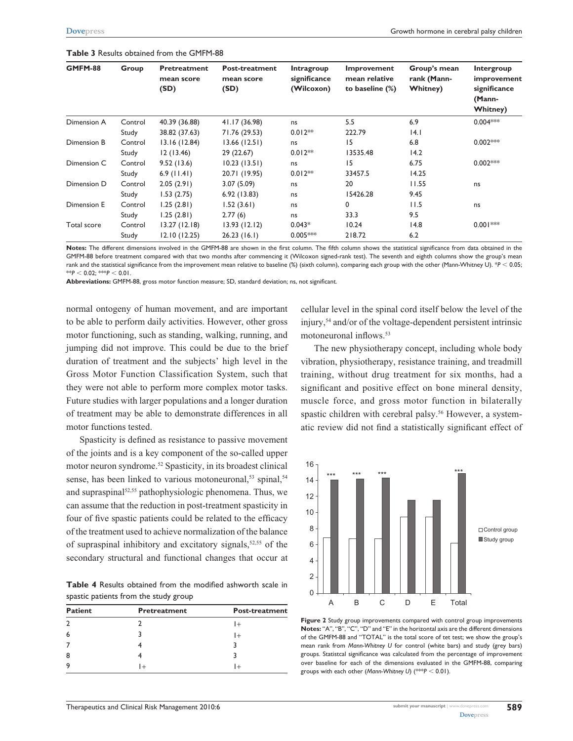**Table 3** Results obtained from the GMFM-88

| GMFM-88 | Group | Pretreatment mean score (SD) | Post-treatment mean score (SD) | Intragroup significance (Wilcoxon) | Improvement mean relative to baseline (%) | Group's mean rank (Mann-Whitney) | Intergroup improvement significance (Mann-Whitney) |
|---|---|---|---|---|---|---|---|
| Dimension A | Control | 40.39 (36.88) | 41.17 (36.98) | ns | 5.5 | 6.9 | 0.004*** |
| | Study | 38.82 (37.63) | 71.76 (29.53) | 0.012** | 222.79 | 14.1 | |
| Dimension B | Control | 13.16 (12.84) | 13.66 (12.51) | ns | 15 | 6.8 | 0.002*** |
| | Study | 12 (13.46) | 29 (22.67) | 0.012** | 13535.48 | 14.2 | |
| Dimension C | Control | 9.52 (13.6) | 10.23 (13.51) | ns | 15 | 6.75 | 0.002*** |
| | Study | 6.9 (11.41) | 20.71 (19.95) | 0.012** | 33457.5 | 14.25 | |
| Dimension D | Control | 2.05 (2.91) | 3.07 (5.09) | ns | 20 | 11.55 | ns |
| | Study | 1.53 (2.75) | 6.92 (13.83) | ns | 15426.28 | 9.45 | |
| Dimension E | Control | 1.25 (2.81) | 1.52 (3.61) | ns | 0 | 11.5 | ns |
| | Study | 1.25 (2.81) | 2.77 (6) | ns | 33.3 | 9.5 | |
| Total score | Control | 13.27 (12.18) | 13.93 (12.12) | 0.043* | 10.24 | 14.8 | 0.001*** |
| | Study | 12.10 (12.25) | 26.23 (16.1) | 0.005*** | 218.72 | 6.2 | |

**Notes:** The different dimensions involved in the GMFM-88 are shown in the first column. The fifth column shows the statistical significance from data obtained in the GMFM-88 before treatment compared with that two months after commencing it (Wilcoxon signed-rank test). The seventh and eighth columns show the group's mean rank and the statistical significance from the improvement mean relative to baseline (%) (sixth column), comparing each group with the other (Mann-Whitney U). *$P < 0.05$; **$P < 0.02$; ***$P < 0.01$.

**Abbreviations:** GMFM-88, gross motor function measure; SD, standard deviation; ns, not significant.

normal ontogeny of human movement, and are important to be able to perform daily activities. However, other gross motor functioning, such as standing, walking, running, and jumping did not improve. This could be due to the brief duration of treatment and the subjects' high level in the Gross Motor Function Classification System, such that they were not able to perform more complex motor tasks. Future studies with larger populations and a longer duration of treatment may be able to demonstrate differences in all motor functions tested.

Spasticity is defined as resistance to passive movement of the joints and is a key component of the so-called upper motor neuron syndrome.[52] Spasticity, in its broadest clinical sense, has been linked to various motoneuronal,[53] spinal,[54] and supraspinal[52,55] pathophysiologic phenomena. Thus, we can assume that the reduction in post-treatment spasticity in four of five spastic patients could be related to the efficacy of the treatment used to achieve normalization of the balance of supraspinal inhibitory and excitatory signals,[52,55] of the secondary structural and functional changes that occur at cellular level in the spinal cord itself below the level of the injury,[54] and/or of the voltage-dependent persistent intrinsic motoneuronal inflows.[53]

The new physiotherapy concept, including whole body vibration, physiotherapy, resistance training, and treadmill training, without drug treatment for six months, had a significant and positive effect on bone mineral density, muscle force, and gross motor function in bilaterally spastic children with cerebral palsy.[56] However, a systematic review did not find a statistically significant effect of

**Table 4** Results obtained from the modified ashworth scale in spastic patients from the study group

| Patient | Pretreatment | Post-treatment |
|---|---|---|
| 2 | 2 | 1+ |
| 6 | 3 | 1+ |
| 7 | 4 | 3 |
| 8 | 4 | 3 |
| 9 | 1+ | 1+ |

**Figure 2** Study group improvements compared with control group improvements
**Notes:** "A", "B", "C", "D" and "E" in the horizontal axis are the different dimensions of the GMFM-88 and "TOTAL" is the total score of tet test; we show the group's mean rank from *Mann-Whitney U* for control (white bars) and study (grey bars) groups. Statistcal significance was calculated from the percentage of improvement over baseline for each of the dimensions evaluated in the GMFM-88, comparing groups with each other (*Mann-Whitney U*) (***$P < 0.01$).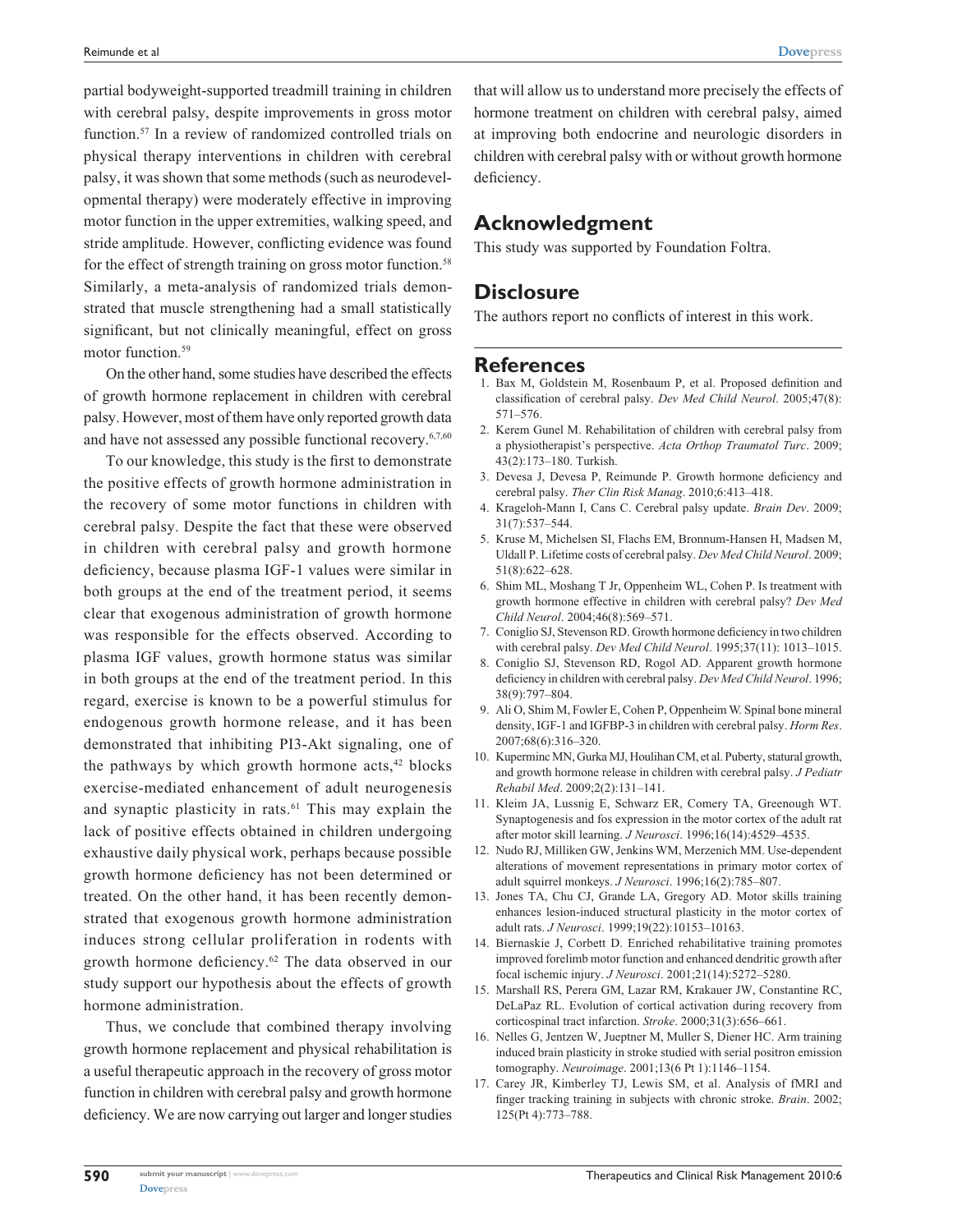partial bodyweight-supported treadmill training in children with cerebral palsy, despite improvements in gross motor function.[57] In a review of randomized controlled trials on physical therapy interventions in children with cerebral palsy, it was shown that some methods (such as neurodevelopmental therapy) were moderately effective in improving motor function in the upper extremities, walking speed, and stride amplitude. However, conflicting evidence was found for the effect of strength training on gross motor function.[58] Similarly, a meta-analysis of randomized trials demonstrated that muscle strengthening had a small statistically significant, but not clinically meaningful, effect on gross motor function.[59]

On the other hand, some studies have described the effects of growth hormone replacement in children with cerebral palsy. However, most of them have only reported growth data and have not assessed any possible functional recovery.[6,7,60]

To our knowledge, this study is the first to demonstrate the positive effects of growth hormone administration in the recovery of some motor functions in children with cerebral palsy. Despite the fact that these were observed in children with cerebral palsy and growth hormone deficiency, because plasma IGF-1 values were similar in both groups at the end of the treatment period, it seems clear that exogenous administration of growth hormone was responsible for the effects observed. According to plasma IGF values, growth hormone status was similar in both groups at the end of the treatment period. In this regard, exercise is known to be a powerful stimulus for endogenous growth hormone release, and it has been demonstrated that inhibiting PI3-Akt signaling, one of the pathways by which growth hormone acts,[42] blocks exercise-mediated enhancement of adult neurogenesis and synaptic plasticity in rats.[61] This may explain the lack of positive effects obtained in children undergoing exhaustive daily physical work, perhaps because possible growth hormone deficiency has not been determined or treated. On the other hand, it has been recently demonstrated that exogenous growth hormone administration induces strong cellular proliferation in rodents with growth hormone deficiency.[62] The data observed in our study support our hypothesis about the effects of growth hormone administration.

Thus, we conclude that combined therapy involving growth hormone replacement and physical rehabilitation is a useful therapeutic approach in the recovery of gross motor function in children with cerebral palsy and growth hormone deficiency. We are now carrying out larger and longer studies that will allow us to understand more precisely the effects of hormone treatment on children with cerebral palsy, aimed at improving both endocrine and neurologic disorders in children with cerebral palsy with or without growth hormone deficiency.

## Acknowledgment

This study was supported by Foundation Foltra.

## Disclosure

The authors report no conflicts of interest in this work.

## References

1. Bax M, Goldstein M, Rosenbaum P, et al. Proposed definition and classification of cerebral palsy. *Dev Med Child Neurol*. 2005;47(8): 571–576.
2. Kerem Gunel M. Rehabilitation of children with cerebral palsy from a physiotherapist's perspective. *Acta Orthop Traumatol Turc*. 2009; 43(2):173–180. Turkish.
3. Devesa J, Devesa P, Reimunde P. Growth hormone deficiency and cerebral palsy. *Ther Clin Risk Manag*. 2010;6:413–418.
4. Krageloh-Mann I, Cans C. Cerebral palsy update. *Brain Dev*. 2009; 31(7):537–544.
5. Kruse M, Michelsen SI, Flachs EM, Bronnum-Hansen H, Madsen M, Uldall P. Lifetime costs of cerebral palsy. *Dev Med Child Neurol*. 2009; 51(8):622–628.
6. Shim ML, Moshang T Jr, Oppenheim WL, Cohen P. Is treatment with growth hormone effective in children with cerebral palsy? *Dev Med Child Neurol*. 2004;46(8):569–571.
7. Coniglio SJ, Stevenson RD. Growth hormone deficiency in two children with cerebral palsy. *Dev Med Child Neurol*. 1995;37(11): 1013–1015.
8. Coniglio SJ, Stevenson RD, Rogol AD. Apparent growth hormone deficiency in children with cerebral palsy. *Dev Med Child Neurol*. 1996; 38(9):797–804.
9. Ali O, Shim M, Fowler E, Cohen P, Oppenheim W. Spinal bone mineral density, IGF-1 and IGFBP-3 in children with cerebral palsy. *Horm Res*. 2007;68(6):316–320.
10. Kuperminc MN, Gurka MJ, Houlihan CM, et al. Puberty, statural growth, and growth hormone release in children with cerebral palsy. *J Pediatr Rehabil Med*. 2009;2(2):131–141.
11. Kleim JA, Lussnig E, Schwarz ER, Comery TA, Greenough WT. Synaptogenesis and fos expression in the motor cortex of the adult rat after motor skill learning. *J Neurosci*. 1996;16(14):4529–4535.
12. Nudo RJ, Milliken GW, Jenkins WM, Merzenich MM. Use-dependent alterations of movement representations in primary motor cortex of adult squirrel monkeys. *J Neurosci*. 1996;16(2):785–807.
13. Jones TA, Chu CJ, Grande LA, Gregory AD. Motor skills training enhances lesion-induced structural plasticity in the motor cortex of adult rats. *J Neurosci*. 1999;19(22):10153–10163.
14. Biernaskie J, Corbett D. Enriched rehabilitative training promotes improved forelimb motor function and enhanced dendritic growth after focal ischemic injury. *J Neurosci*. 2001;21(14):5272–5280.
15. Marshall RS, Perera GM, Lazar RM, Krakauer JW, Constantine RC, DeLaPaz RL. Evolution of cortical activation during recovery from corticospinal tract infarction. *Stroke*. 2000;31(3):656–661.
16. Nelles G, Jentzen W, Jueptner M, Muller S, Diener HC. Arm training induced brain plasticity in stroke studied with serial positron emission tomography. *Neuroimage*. 2001;13(6 Pt 1):1146–1154.
17. Carey JR, Kimberley TJ, Lewis SM, et al. Analysis of fMRI and finger tracking training in subjects with chronic stroke. *Brain*. 2002; 125(Pt 4):773–788.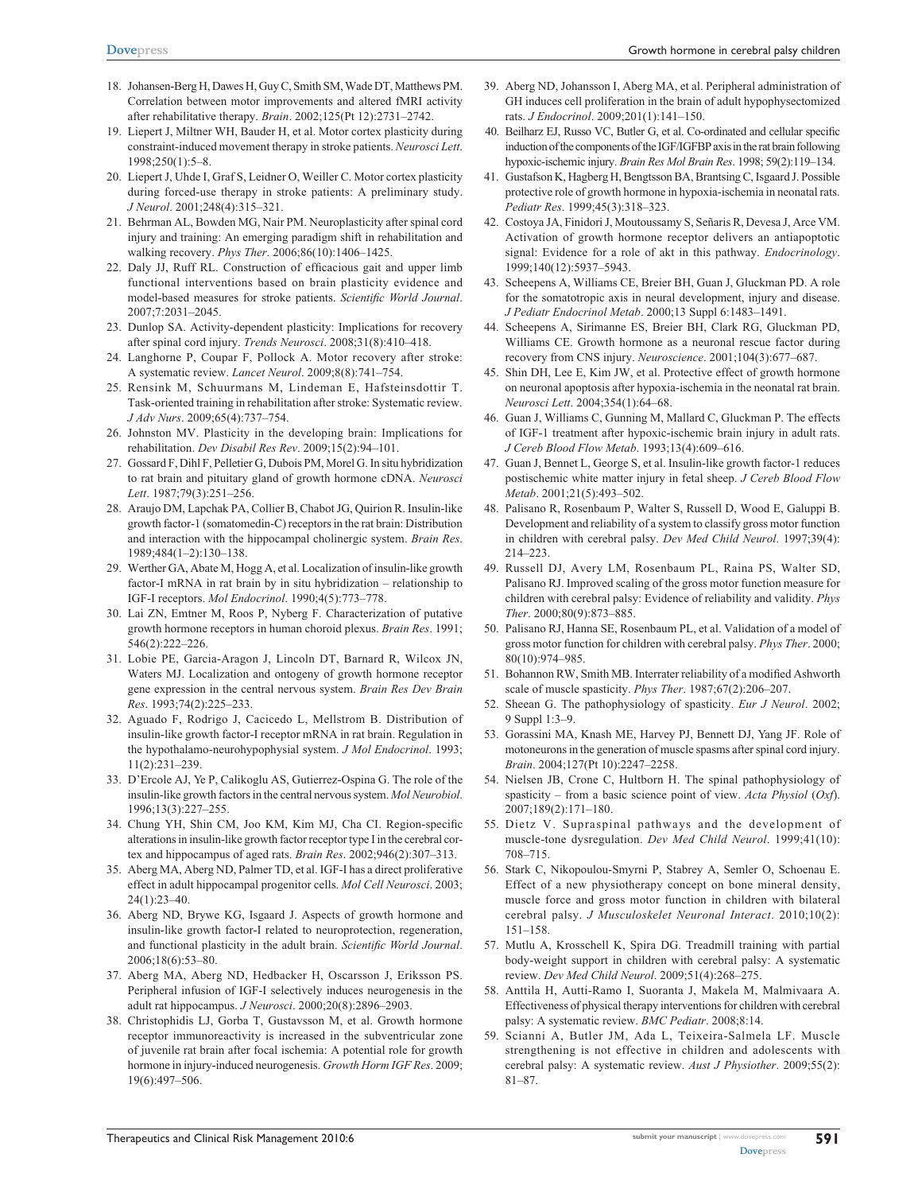18. Johansen-Berg H, Dawes H, Guy C, Smith SM, Wade DT, Matthews PM. Correlation between motor improvements and altered fMRI activity after rehabilitative therapy. *Brain*. 2002;125(Pt 12):2731–2742.
19. Liepert J, Miltner WH, Bauder H, et al. Motor cortex plasticity during constraint-induced movement therapy in stroke patients. *Neurosci Lett*. 1998;250(1):5–8.
20. Liepert J, Uhde I, Graf S, Leidner O, Weiller C. Motor cortex plasticity during forced-use therapy in stroke patients: A preliminary study. *J Neurol*. 2001;248(4):315–321.
21. Behrman AL, Bowden MG, Nair PM. Neuroplasticity after spinal cord injury and training: An emerging paradigm shift in rehabilitation and walking recovery. *Phys Ther*. 2006;86(10):1406–1425.
22. Daly JJ, Ruff RL. Construction of efficacious gait and upper limb functional interventions based on brain plasticity evidence and model-based measures for stroke patients. *Scientific World Journal*. 2007;7:2031–2045.
23. Dunlop SA. Activity-dependent plasticity: Implications for recovery after spinal cord injury. *Trends Neurosci*. 2008;31(8):410–418.
24. Langhorne P, Coupar F, Pollock A. Motor recovery after stroke: A systematic review. *Lancet Neurol*. 2009;8(8):741–754.
25. Rensink M, Schuurmans M, Lindeman E, Hafsteinsdottir T. Task-oriented training in rehabilitation after stroke: Systematic review. *J Adv Nurs*. 2009;65(4):737–754.
26. Johnston MV. Plasticity in the developing brain: Implications for rehabilitation. *Dev Disabil Res Rev*. 2009;15(2):94–101.
27. Gossard F, Dihl F, Pelletier G, Dubois PM, Morel G. In situ hybridization to rat brain and pituitary gland of growth hormone cDNA. *Neurosci Lett*. 1987;79(3):251–256.
28. Araujo DM, Lapchak PA, Collier B, Chabot JG, Quirion R. Insulin-like growth factor-1 (somatomedin-C) receptors in the rat brain: Distribution and interaction with the hippocampal cholinergic system. *Brain Res*. 1989;484(1–2):130–138.
29. Werther GA, Abate M, Hogg A, et al. Localization of insulin-like growth factor-I mRNA in rat brain by in situ hybridization – relationship to IGF-I receptors. *Mol Endocrinol*. 1990;4(5):773–778.
30. Lai ZN, Emtner M, Roos P, Nyberg F. Characterization of putative growth hormone receptors in human choroid plexus. *Brain Res*. 1991; 546(2):222–226.
31. Lobie PE, Garcia-Aragon J, Lincoln DT, Barnard R, Wilcox JN, Waters MJ. Localization and ontogeny of growth hormone receptor gene expression in the central nervous system. *Brain Res Dev Brain Res*. 1993;74(2):225–233.
32. Aguado F, Rodrigo J, Cacicedo L, Mellstrom B. Distribution of insulin-like growth factor-I receptor mRNA in rat brain. Regulation in the hypothalamo-neurohypophysial system. *J Mol Endocrinol*. 1993; 11(2):231–239.
33. D'Ercole AJ, Ye P, Calikoglu AS, Gutierrez-Ospina G. The role of the insulin-like growth factors in the central nervous system. *Mol Neurobiol*. 1996;13(3):227–255.
34. Chung YH, Shin CM, Joo KM, Kim MJ, Cha CI. Region-specific alterations in insulin-like growth factor receptor type I in the cerebral cortex and hippocampus of aged rats. *Brain Res*. 2002;946(2):307–313.
35. Aberg MA, Aberg ND, Palmer TD, et al. IGF-I has a direct proliferative effect in adult hippocampal progenitor cells. *Mol Cell Neurosci*. 2003; 24(1):23–40.
36. Aberg ND, Brywe KG, Isgaard J. Aspects of growth hormone and insulin-like growth factor-I related to neuroprotection, regeneration, and functional plasticity in the adult brain. *Scientific World Journal*. 2006;18(6):53–80.
37. Aberg MA, Aberg ND, Hedbacker H, Oscarsson J, Eriksson PS. Peripheral infusion of IGF-I selectively induces neurogenesis in the adult rat hippocampus. *J Neurosci*. 2000;20(8):2896–2903.
38. Christophidis LJ, Gorba T, Gustavsson M, et al. Growth hormone receptor immunoreactivity is increased in the subventricular zone of juvenile rat brain after focal ischemia: A potential role for growth hormone in injury-induced neurogenesis. *Growth Horm IGF Res*. 2009; 19(6):497–506.
39. Aberg ND, Johansson I, Aberg MA, et al. Peripheral administration of GH induces cell proliferation in the brain of adult hypophysectomized rats. *J Endocrinol*. 2009;201(1):141–150.
40. Beilharz EJ, Russo VC, Butler G, et al. Co-ordinated and cellular specific induction of the components of the IGF/IGFBP axis in the rat brain following hypoxic-ischemic injury. *Brain Res Mol Brain Res*. 1998; 59(2):119–134.
41. Gustafson K, Hagberg H, Bengtsson BA, Brantsing C, Isgaard J. Possible protective role of growth hormone in hypoxia-ischemia in neonatal rats. *Pediatr Res*. 1999;45(3):318–323.
42. Costoya JA, Finidori J, Moutoussamy S, Señaris R, Devesa J, Arce VM. Activation of growth hormone receptor delivers an antiapoptotic signal: Evidence for a role of akt in this pathway. *Endocrinology*. 1999;140(12):5937–5943.
43. Scheepens A, Williams CE, Breier BH, Guan J, Gluckman PD. A role for the somatotropic axis in neural development, injury and disease. *J Pediatr Endocrinol Metab*. 2000;13 Suppl 6:1483–1491.
44. Scheepens A, Sirimanne ES, Breier BH, Clark RG, Gluckman PD, Williams CE. Growth hormone as a neuronal rescue factor during recovery from CNS injury. *Neuroscience*. 2001;104(3):677–687.
45. Shin DH, Lee E, Kim JW, et al. Protective effect of growth hormone on neuronal apoptosis after hypoxia-ischemia in the neonatal rat brain. *Neurosci Lett*. 2004;354(1):64–68.
46. Guan J, Williams C, Gunning M, Mallard C, Gluckman P. The effects of IGF-1 treatment after hypoxic-ischemic brain injury in adult rats. *J Cereb Blood Flow Metab*. 1993;13(4):609–616.
47. Guan J, Bennet L, George S, et al. Insulin-like growth factor-1 reduces postischemic white matter injury in fetal sheep. *J Cereb Blood Flow Metab*. 2001;21(5):493–502.
48. Palisano R, Rosenbaum P, Walter S, Russell D, Wood E, Galuppi B. Development and reliability of a system to classify gross motor function in children with cerebral palsy. *Dev Med Child Neurol*. 1997;39(4): 214–223.
49. Russell DJ, Avery LM, Rosenbaum PL, Raina PS, Walter SD, Palisano RJ. Improved scaling of the gross motor function measure for children with cerebral palsy: Evidence of reliability and validity. *Phys Ther*. 2000;80(9):873–885.
50. Palisano RJ, Hanna SE, Rosenbaum PL, et al. Validation of a model of gross motor function for children with cerebral palsy. *Phys Ther*. 2000; 80(10):974–985.
51. Bohannon RW, Smith MB. Interrater reliability of a modified Ashworth scale of muscle spasticity. *Phys Ther*. 1987;67(2):206–207.
52. Sheean G. The pathophysiology of spasticity. *Eur J Neurol*. 2002; 9 Suppl 1:3–9.
53. Gorassini MA, Knash ME, Harvey PJ, Bennett DJ, Yang JF. Role of motoneurons in the generation of muscle spasms after spinal cord injury. *Brain*. 2004;127(Pt 10):2247–2258.
54. Nielsen JB, Crone C, Hultborn H. The spinal pathophysiology of spasticity – from a basic science point of view. *Acta Physiol (Oxf)*. 2007;189(2):171–180.
55. Dietz V. Supraspinal pathways and the development of muscle-tone dysregulation. *Dev Med Child Neurol*. 1999;41(10): 708–715.
56. Stark C, Nikopoulou-Smyrni P, Stabrey A, Semler O, Schoenau E. Effect of a new physiotherapy concept on bone mineral density, muscle force and gross motor function in children with bilateral cerebral palsy. *J Musculoskelet Neuronal Interact*. 2010;10(2): 151–158.
57. Mutlu A, Krosschell K, Spira DG. Treadmill training with partial body-weight support in children with cerebral palsy: A systematic review. *Dev Med Child Neurol*. 2009;51(4):268–275.
58. Anttila H, Autti-Ramo I, Suoranta J, Makela M, Malmivaara A. Effectiveness of physical therapy interventions for children with cerebral palsy: A systematic review. *BMC Pediatr*. 2008;8:14.
59. Scianni A, Butler JM, Ada L, Teixeira-Salmela LF. Muscle strengthening is not effective in children and adolescents with cerebral palsy: A systematic review. *Aust J Physiother*. 2009;55(2): 81–87.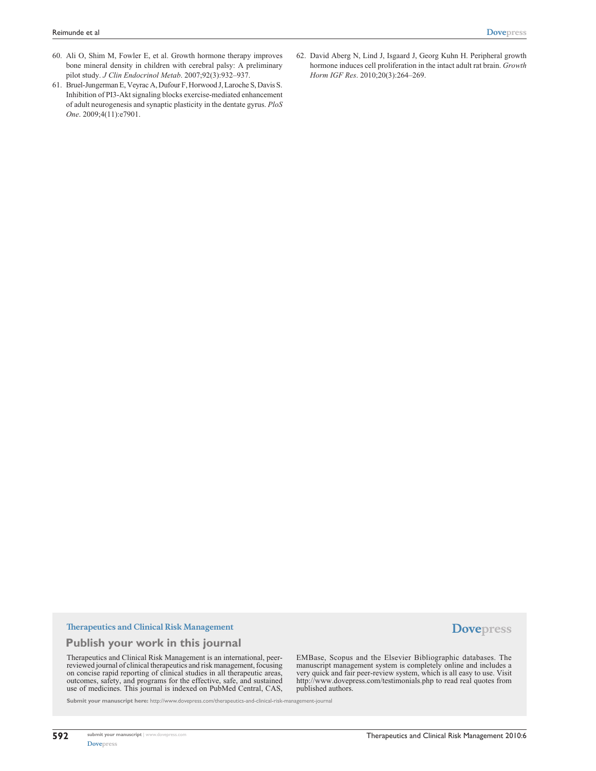60. Ali O, Shim M, Fowler E, et al. Growth hormone therapy improves bone mineral density in children with cerebral palsy: A preliminary pilot study. *J Clin Endocrinol Metab*. 2007;92(3):932–937.
61. Bruel-Jungerman E, Veyrac A, Dufour F, Horwood J, Laroche S, Davis S. Inhibition of PI3-Akt signaling blocks exercise-mediated enhancement of adult neurogenesis and synaptic plasticity in the dentate gyrus. *PloS One*. 2009;4(11):e7901.
62. David Aberg N, Lind J, Isgaard J, Georg Kuhn H. Peripheral growth hormone induces cell proliferation in the intact adult rat brain. *Growth Horm IGF Res*. 2010;20(3):264–269.

**Therapeutics and Clinical Risk Management**

**Dovepress**

## Publish your work in this journal

Therapeutics and Clinical Risk Management is an international, peer-reviewed journal of clinical therapeutics and risk management, focusing on concise rapid reporting of clinical studies in all therapeutic areas, outcomes, safety, and programs for the effective, safe, and sustained use of medicines. This journal is indexed on PubMed Central, CAS, EMBase, Scopus and the Elsevier Bibliographic databases. The manuscript management system is completely online and includes a very quick and fair peer-review system, which is all easy to use. Visit http://www.dovepress.com/testimonials.php to read real quotes from published authors.

**Submit your manuscript here:** http://www.dovepress.com/therapeutics-and-clinical-risk-management-journal